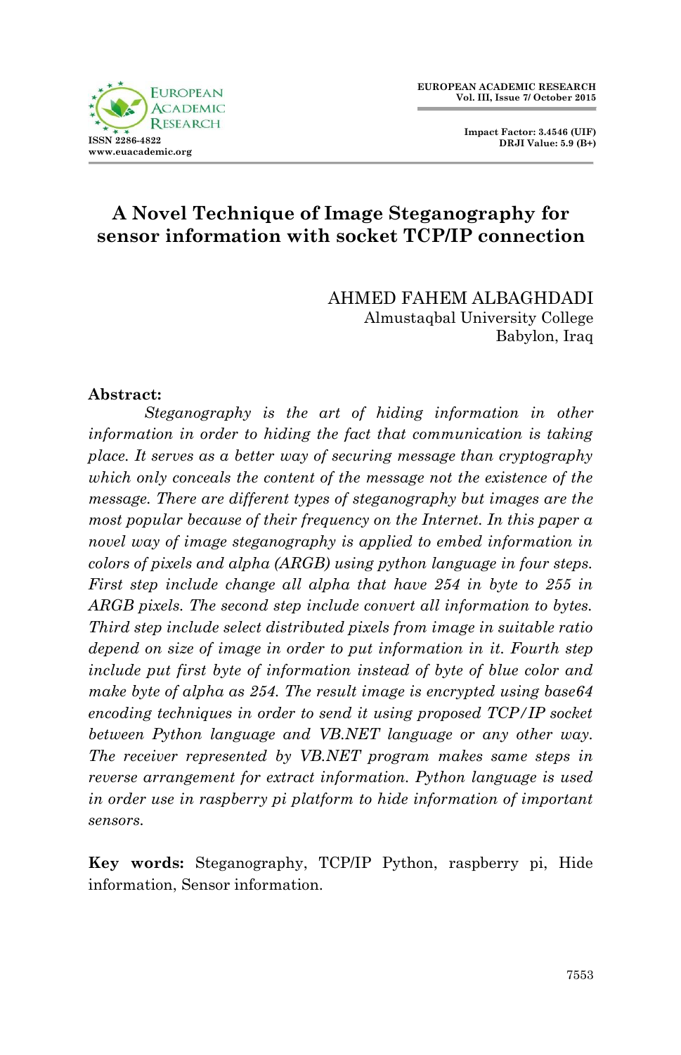# A Novel Technique of Image Steganography for sensor information with socket TCP/IP connection

AHMED FAHEM ALBAGHDADI
Almustaqbal University College
Babylon, Iraq

**Abstract:**

*Steganography is the art of hiding information in other information in order to hiding the fact that communication is taking place. It serves as a better way of securing message than cryptography which only conceals the content of the message not the existence of the message. There are different types of steganography but images are the most popular because of their frequency on the Internet. In this paper a novel way of image steganography is applied to embed information in colors of pixels and alpha (ARGB) using python language in four steps. First step include change all alpha that have 254 in byte to 255 in ARGB pixels. The second step include convert all information to bytes. Third step include select distributed pixels from image in suitable ratio depend on size of image in order to put information in it. Fourth step include put first byte of information instead of byte of blue color and make byte of alpha as 254. The result image is encrypted using base64 encoding techniques in order to send it using proposed TCP/IP socket between Python language and VB.NET language or any other way. The receiver represented by VB.NET program makes same steps in reverse arrangement for extract information. Python language is used in order use in raspberry pi platform to hide information of important sensors.*

**Key words:** Steganography, TCP/IP Python, raspberry pi, Hide information, Sensor information.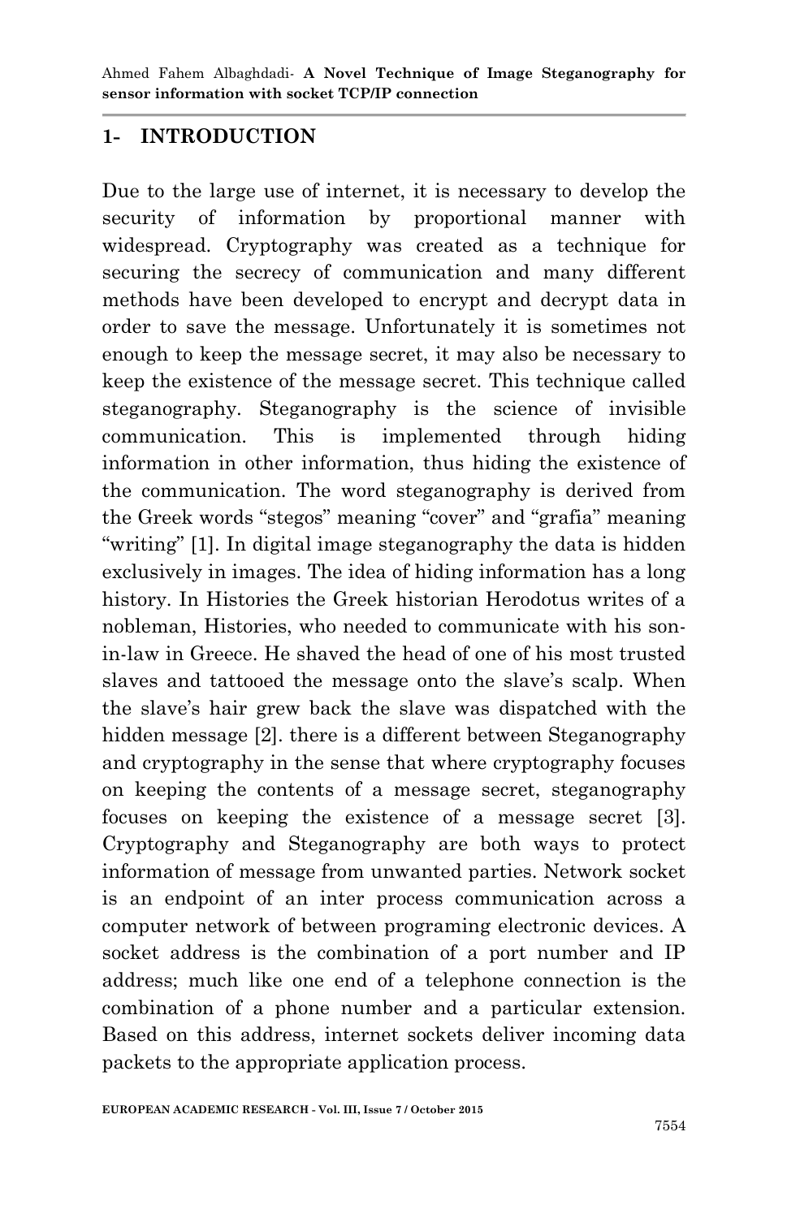## 1- INTRODUCTION

Due to the large use of internet, it is necessary to develop the security of information by proportional manner with widespread. Cryptography was created as a technique for securing the secrecy of communication and many different methods have been developed to encrypt and decrypt data in order to save the message. Unfortunately it is sometimes not enough to keep the message secret, it may also be necessary to keep the existence of the message secret. This technique called steganography. Steganography is the science of invisible communication. This is implemented through hiding information in other information, thus hiding the existence of the communication. The word steganography is derived from the Greek words "stegos" meaning "cover" and "grafia" meaning "writing" [1]. In digital image steganography the data is hidden exclusively in images. The idea of hiding information has a long history. In Histories the Greek historian Herodotus writes of a nobleman, Histories, who needed to communicate with his son-in-law in Greece. He shaved the head of one of his most trusted slaves and tattooed the message onto the slave's scalp. When the slave's hair grew back the slave was dispatched with the hidden message [2]. there is a different between Steganography and cryptography in the sense that where cryptography focuses on keeping the contents of a message secret, steganography focuses on keeping the existence of a message secret [3]. Cryptography and Steganography are both ways to protect information of message from unwanted parties. Network socket is an endpoint of an inter process communication across a computer network of between programing electronic devices. A socket address is the combination of a port number and IP address; much like one end of a telephone connection is the combination of a phone number and a particular extension. Based on this address, internet sockets deliver incoming data packets to the appropriate application process.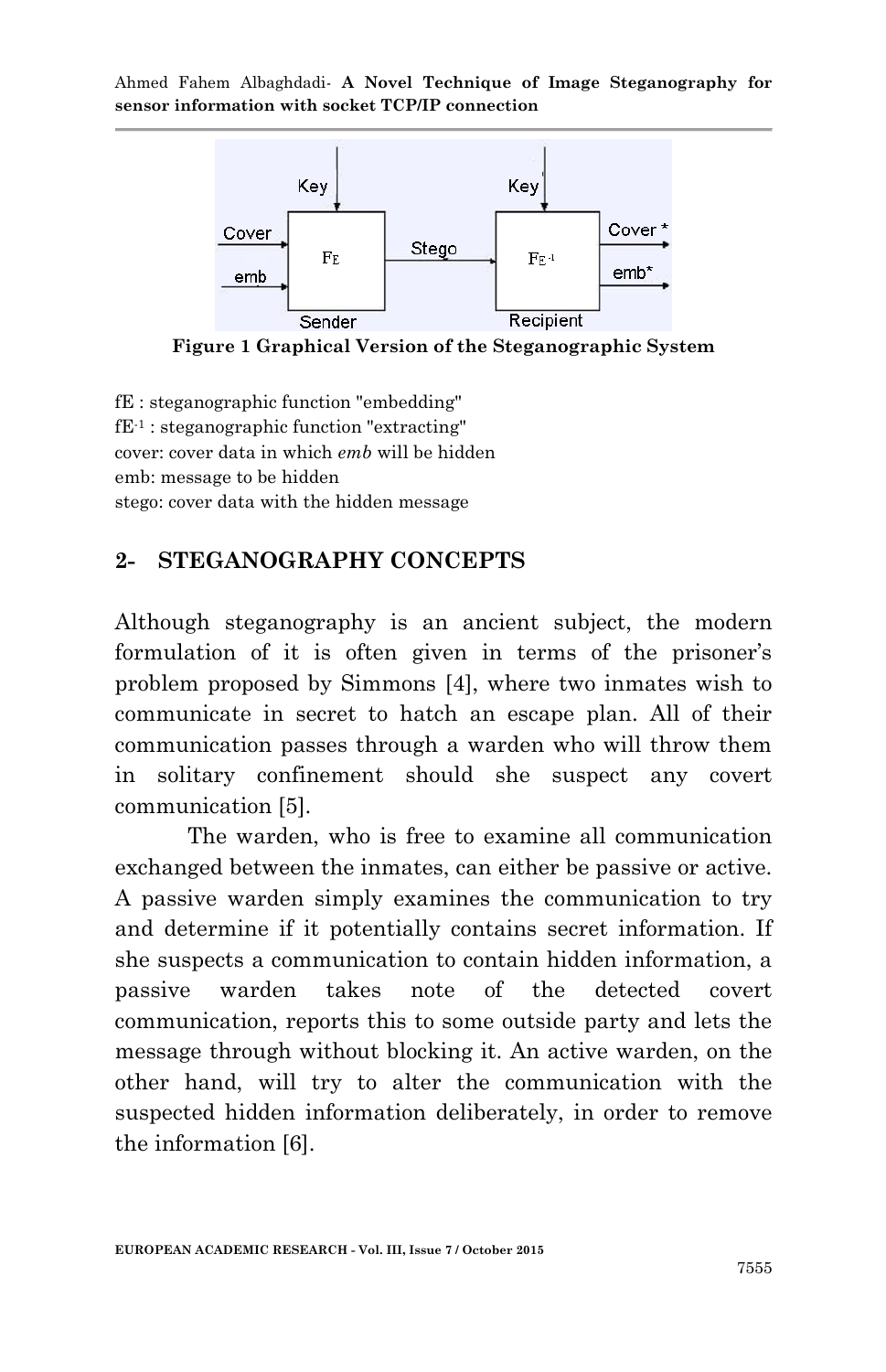Figure 1 Graphical Version of the Steganographic System

fE : steganographic function "embedding"
$fE^{-1}$ : steganographic function "extracting"
cover: cover data in which *emb* will be hidden
emb: message to be hidden
stego: cover data with the hidden message

## 2- STEGANOGRAPHY CONCEPTS

Although steganography is an ancient subject, the modern formulation of it is often given in terms of the prisoner's problem proposed by Simmons [4], where two inmates wish to communicate in secret to hatch an escape plan. All of their communication passes through a warden who will throw them in solitary confinement should she suspect any covert communication [5].

The warden, who is free to examine all communication exchanged between the inmates, can either be passive or active. A passive warden simply examines the communication to try and determine if it potentially contains secret information. If she suspects a communication to contain hidden information, a passive warden takes note of the detected covert communication, reports this to some outside party and lets the message through without blocking it. An active warden, on the other hand, will try to alter the communication with the suspected hidden information deliberately, in order to remove the information [6].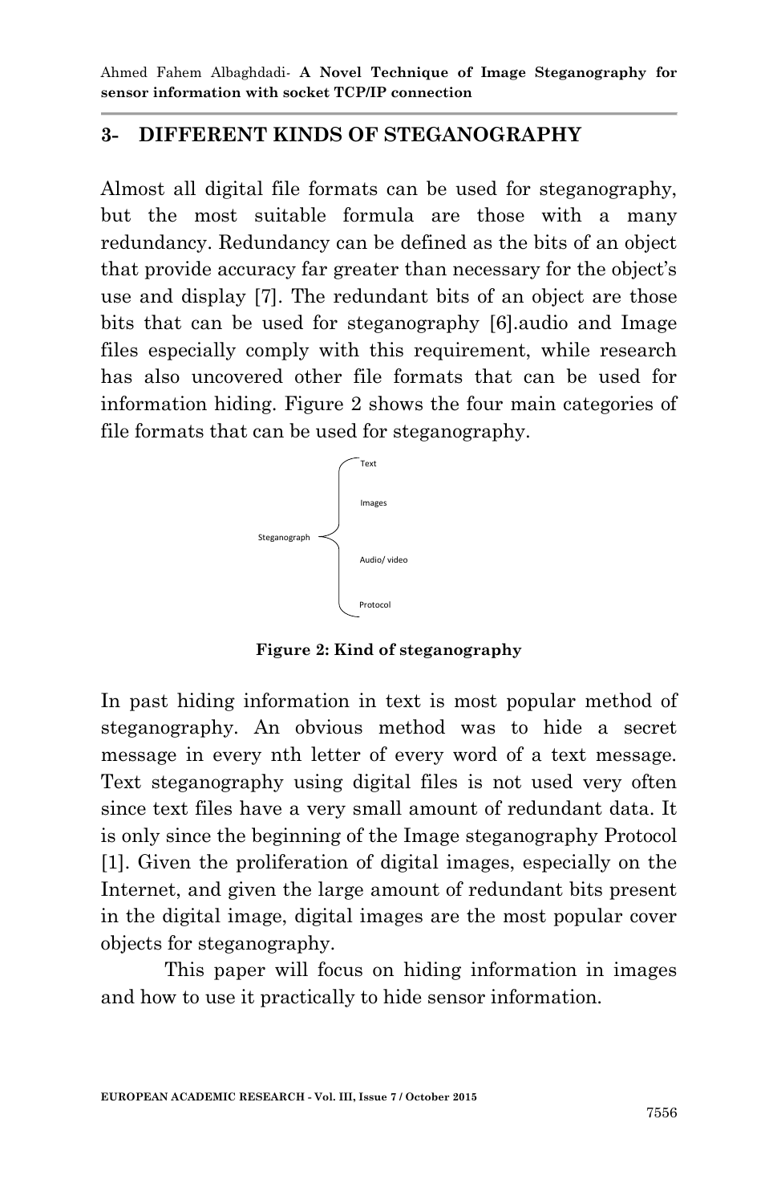## 3- DIFFERENT KINDS OF STEGANOGRAPHY

Almost all digital file formats can be used for steganography, but the most suitable formula are those with a many redundancy. Redundancy can be defined as the bits of an object that provide accuracy far greater than necessary for the object's use and display [7]. The redundant bits of an object are those bits that can be used for steganography [6].audio and Image files especially comply with this requirement, while research has also uncovered other file formats that can be used for information hiding. Figure 2 shows the four main categories of file formats that can be used for steganography.

Steganograph
- Text
- Images
- Audio/ video
- Protocol

**Figure 2: Kind of steganography**

In past hiding information in text is most popular method of steganography. An obvious method was to hide a secret message in every nth letter of every word of a text message. Text steganography using digital files is not used very often since text files have a very small amount of redundant data. It is only since the beginning of the Image steganography Protocol [1]. Given the proliferation of digital images, especially on the Internet, and given the large amount of redundant bits present in the digital image, digital images are the most popular cover objects for steganography.

This paper will focus on hiding information in images and how to use it practically to hide sensor information.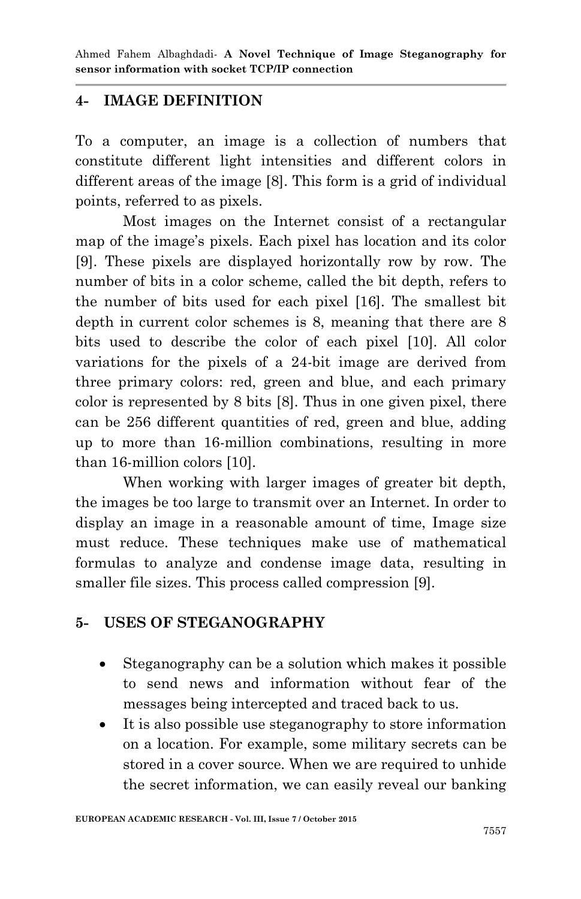## 4- IMAGE DEFINITION

To a computer, an image is a collection of numbers that constitute different light intensities and different colors in different areas of the image [8]. This form is a grid of individual points, referred to as pixels.

Most images on the Internet consist of a rectangular map of the image's pixels. Each pixel has location and its color [9]. These pixels are displayed horizontally row by row. The number of bits in a color scheme, called the bit depth, refers to the number of bits used for each pixel [16]. The smallest bit depth in current color schemes is 8, meaning that there are 8 bits used to describe the color of each pixel [10]. All color variations for the pixels of a 24-bit image are derived from three primary colors: red, green and blue, and each primary color is represented by 8 bits [8]. Thus in one given pixel, there can be 256 different quantities of red, green and blue, adding up to more than 16-million combinations, resulting in more than 16-million colors [10].

When working with larger images of greater bit depth, the images be too large to transmit over an Internet. In order to display an image in a reasonable amount of time, Image size must reduce. These techniques make use of mathematical formulas to analyze and condense image data, resulting in smaller file sizes. This process called compression [9].

## 5- USES OF STEGANOGRAPHY

- Steganography can be a solution which makes it possible to send news and information without fear of the messages being intercepted and traced back to us.
- It is also possible use steganography to store information on a location. For example, some military secrets can be stored in a cover source. When we are required to unhide the secret information, we can easily reveal our banking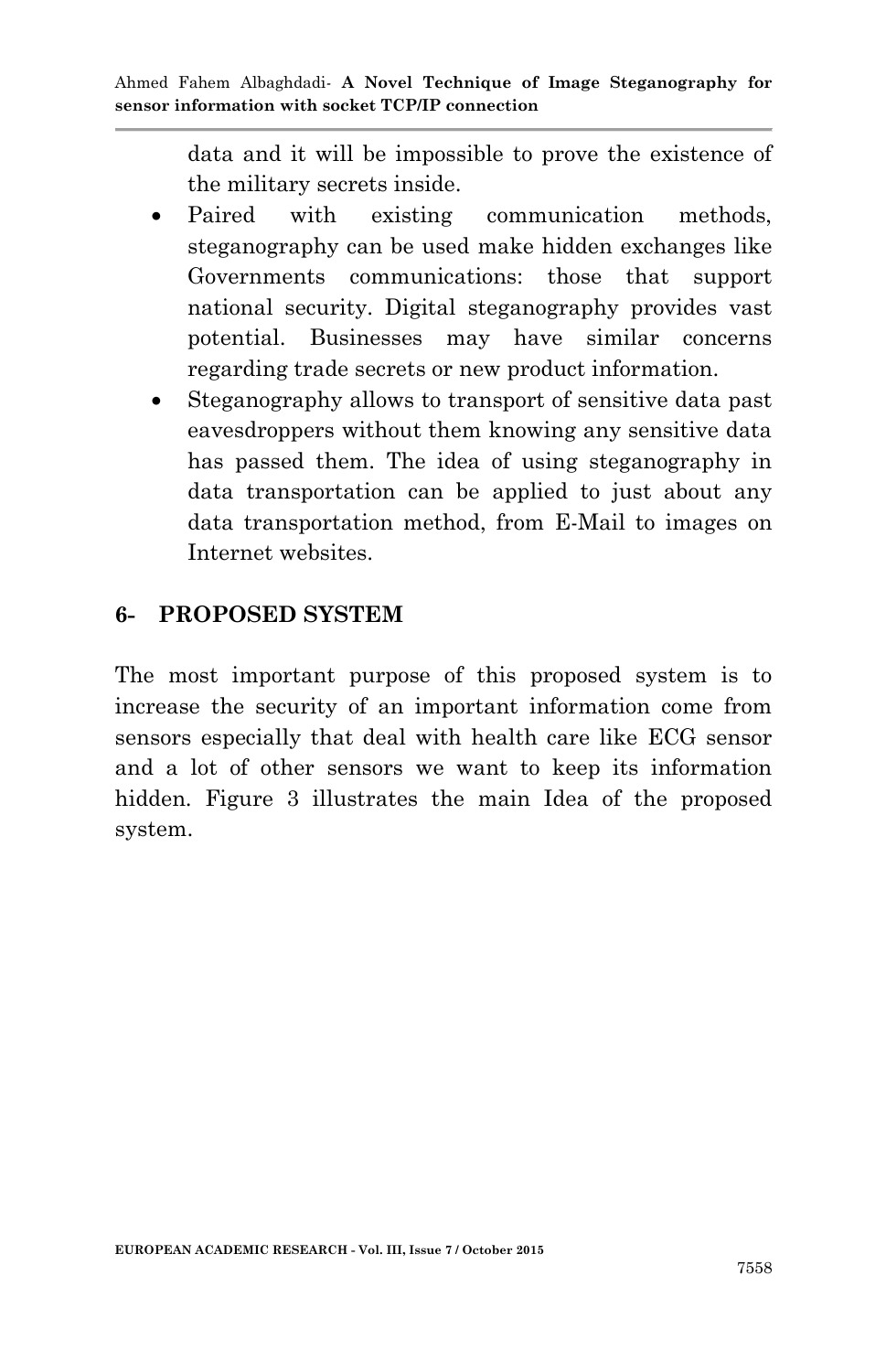data and it will be impossible to prove the existence of the military secrets inside.

- Paired with existing communication methods, steganography can be used make hidden exchanges like Governments communications: those that support national security. Digital steganography provides vast potential. Businesses may have similar concerns regarding trade secrets or new product information.
- Steganography allows to transport of sensitive data past eavesdroppers without them knowing any sensitive data has passed them. The idea of using steganography in data transportation can be applied to just about any data transportation method, from E-Mail to images on Internet websites.

## 6- PROPOSED SYSTEM

The most important purpose of this proposed system is to increase the security of an important information come from sensors especially that deal with health care like ECG sensor and a lot of other sensors we want to keep its information hidden. Figure 3 illustrates the main Idea of the proposed system.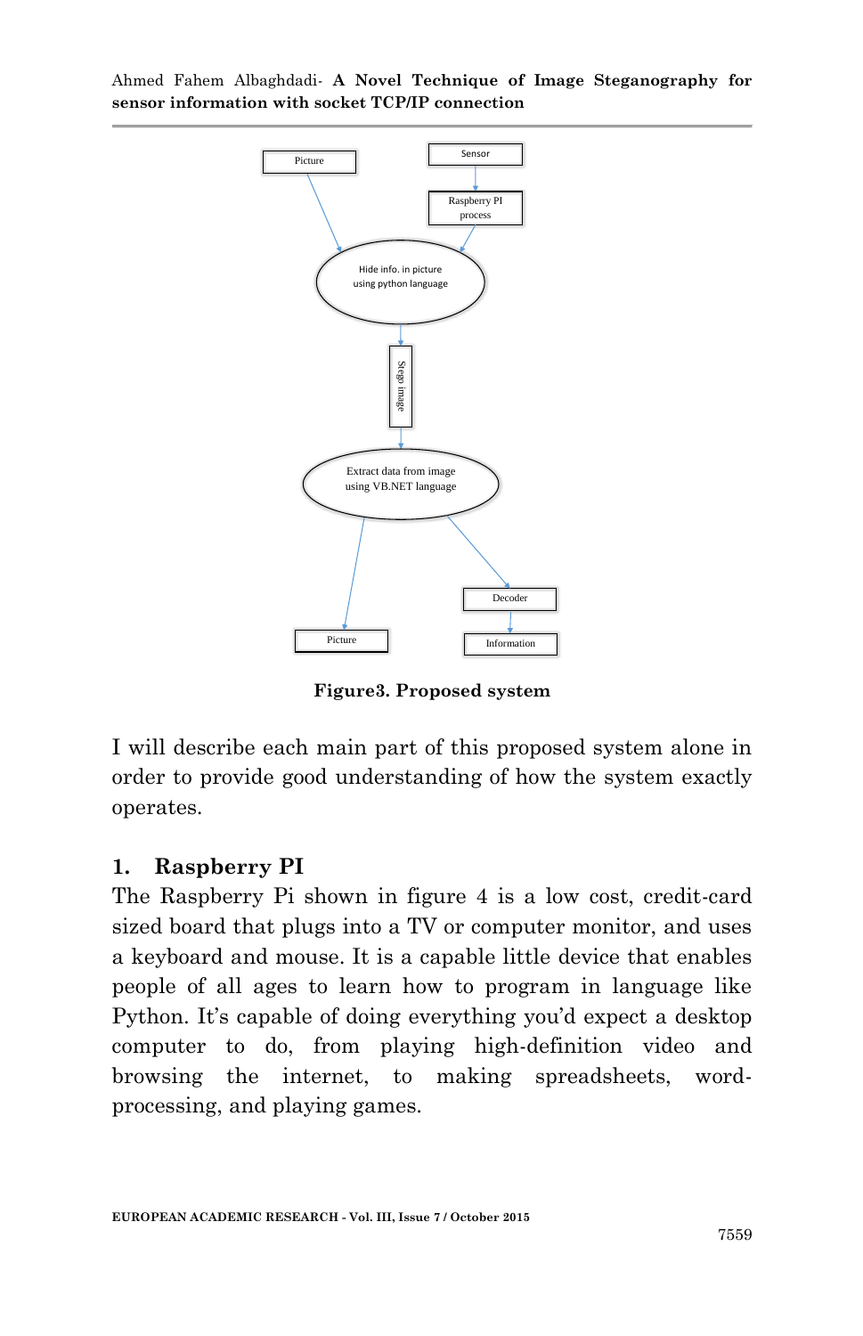Figure3. Proposed system

I will describe each main part of this proposed system alone in order to provide good understanding of how the system exactly operates.

## 1. Raspberry PI

The Raspberry Pi shown in figure 4 is a low cost, credit-card sized board that plugs into a TV or computer monitor, and uses a keyboard and mouse. It is a capable little device that enables people of all ages to learn how to program in language like Python. It's capable of doing everything you'd expect a desktop computer to do, from playing high-definition video and browsing the internet, to making spreadsheets, word-processing, and playing games.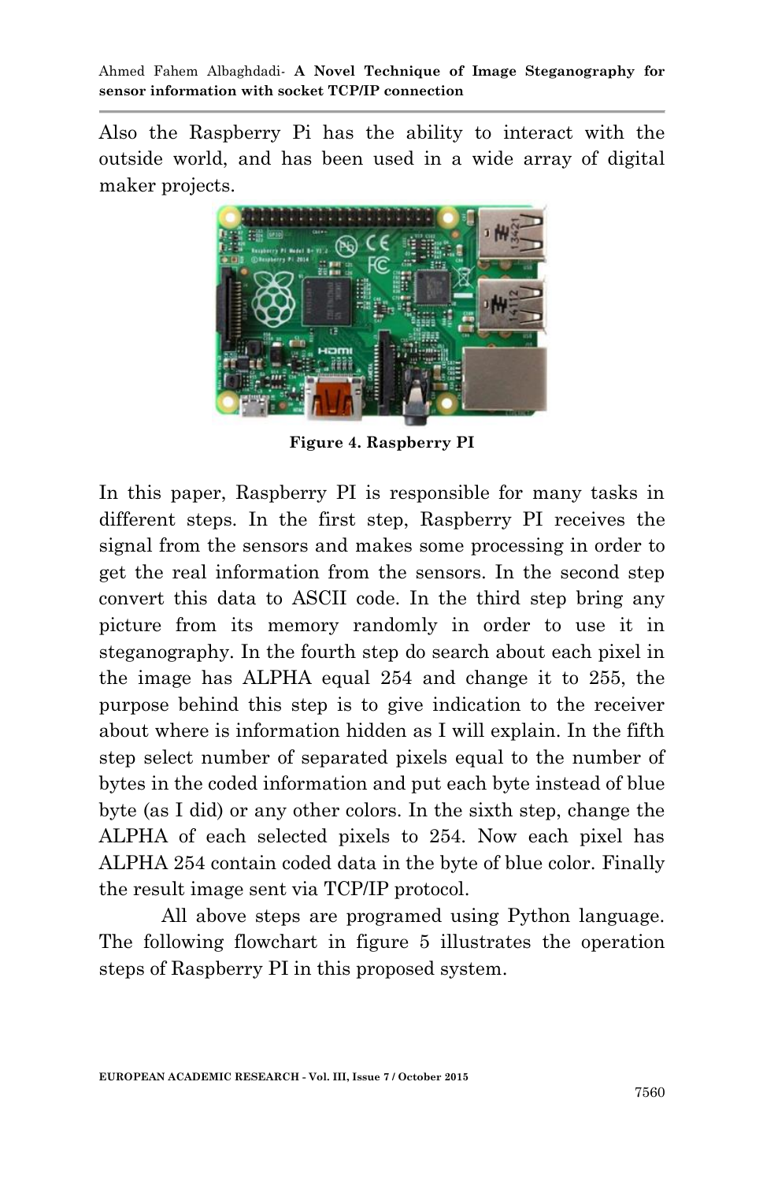Also the Raspberry Pi has the ability to interact with the outside world, and has been used in a wide array of digital maker projects.

**Figure 4. Raspberry PI**

In this paper, Raspberry PI is responsible for many tasks in different steps. In the first step, Raspberry PI receives the signal from the sensors and makes some processing in order to get the real information from the sensors. In the second step convert this data to ASCII code. In the third step bring any picture from its memory randomly in order to use it in steganography. In the fourth step do search about each pixel in the image has ALPHA equal 254 and change it to 255, the purpose behind this step is to give indication to the receiver about where is information hidden as I will explain. In the fifth step select number of separated pixels equal to the number of bytes in the coded information and put each byte instead of blue byte (as I did) or any other colors. In the sixth step, change the ALPHA of each selected pixels to 254. Now each pixel has ALPHA 254 contain coded data in the byte of blue color. Finally the result image sent via TCP/IP protocol.

All above steps are programed using Python language. The following flowchart in figure 5 illustrates the operation steps of Raspberry PI in this proposed system.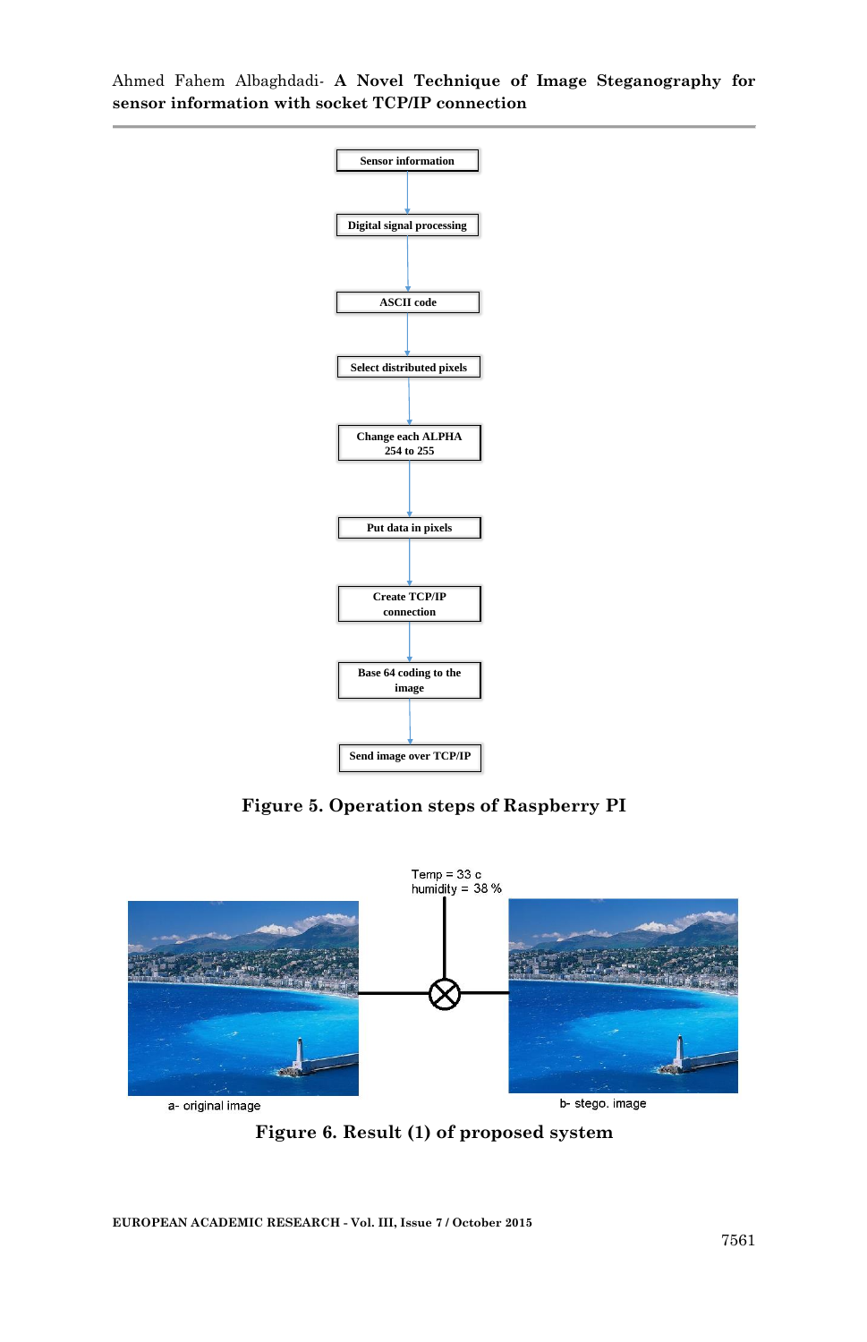Sensor information

Digital signal processing

ASCII code

Select distributed pixels

Change each ALPHA 254 to 255

Put data in pixels

Create TCP/IP connection

Base 64 coding to the image

Send image over TCP/IP

**Figure 5. Operation steps of Raspberry PI**

Temp = 33 c
humidity = 38 %

a- original image

b- stego. image

**Figure 6. Result (1) of proposed system**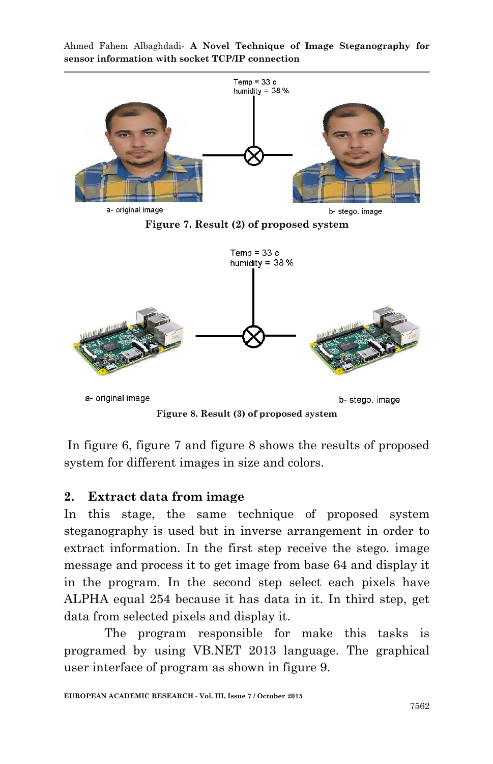Temp = 33 c
humidity = 38 %

a- original image

b- stego. image

**Figure 7. Result (2) of proposed system**

Temp = 33 c
humidity = 38 %

a- original image

b- stego. image

**Figure 8. Result (3) of proposed system**

In figure 6, figure 7 and figure 8 shows the results of proposed system for different images in size and colors.

## 2. Extract data from image

In this stage, the same technique of proposed system steganography is used but in inverse arrangement in order to extract information. In the first step receive the stego. image message and process it to get image from base 64 and display it in the program. In the second step select each pixels have ALPHA equal 254 because it has data in it. In third step, get data from selected pixels and display it.

The program responsible for make this tasks is programed by using VB.NET 2013 language. The graphical user interface of program as shown in figure 9.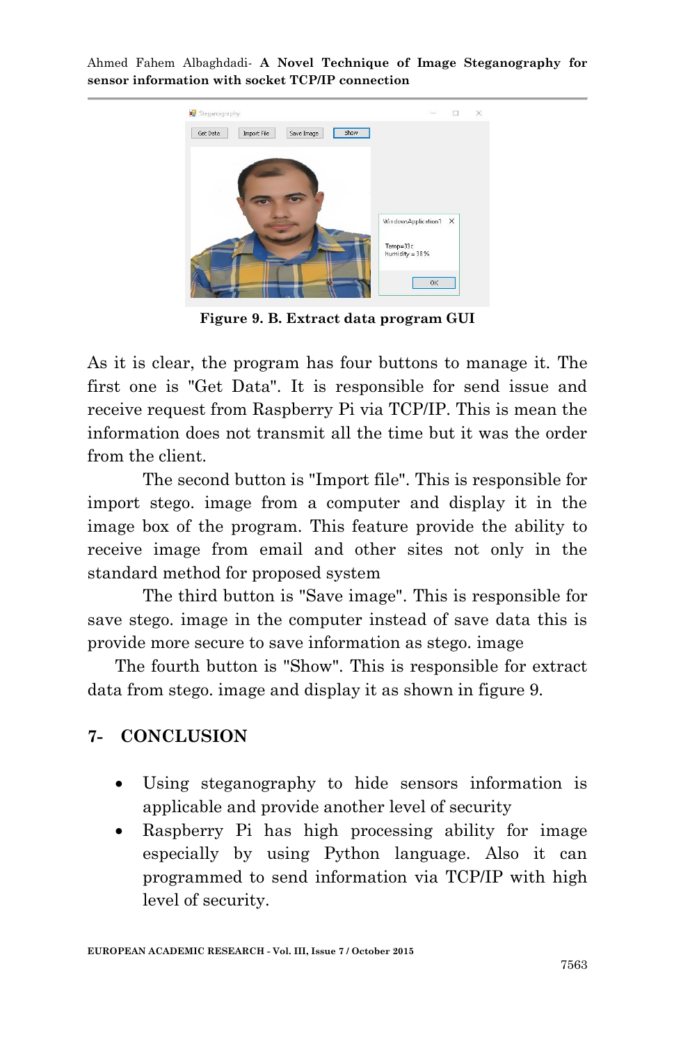Figure 9. B. Extract data program GUI

As it is clear, the program has four buttons to manage it. The first one is "Get Data". It is responsible for send issue and receive request from Raspberry Pi via TCP/IP. This is mean the information does not transmit all the time but it was the order from the client.

The second button is "Import file". This is responsible for import stego. image from a computer and display it in the image box of the program. This feature provide the ability to receive image from email and other sites not only in the standard method for proposed system

The third button is "Save image". This is responsible for save stego. image in the computer instead of save data this is provide more secure to save information as stego. image

The fourth button is "Show". This is responsible for extract data from stego. image and display it as shown in figure 9.

## 7- CONCLUSION

- Using steganography to hide sensors information is applicable and provide another level of security
- Raspberry Pi has high processing ability for image especially by using Python language. Also it can programmed to send information via TCP/IP with high level of security.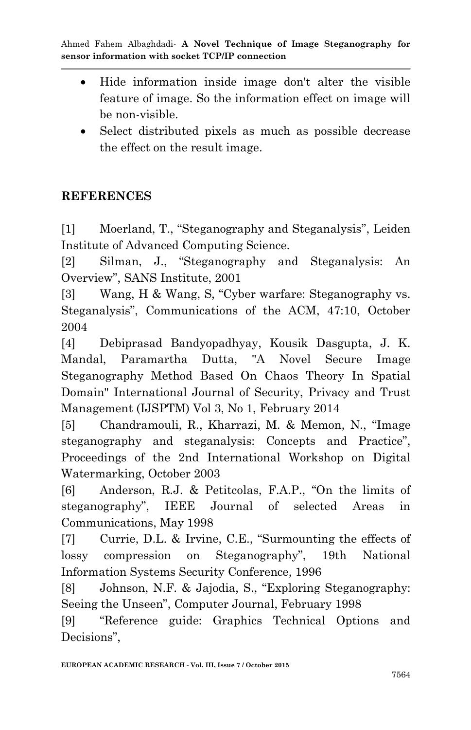- Hide information inside image don't alter the visible feature of image. So the information effect on image will be non-visible.
- Select distributed pixels as much as possible decrease the effect on the result image.

## REFERENCES

[1] Moerland, T., “Steganography and Steganalysis”, Leiden Institute of Advanced Computing Science.

[2] Silman, J., “Steganography and Steganalysis: An Overview”, SANS Institute, 2001

[3] Wang, H & Wang, S, “Cyber warfare: Steganography vs. Steganalysis”, Communications of the ACM, 47:10, October 2004

[4] Debiprasad Bandyopadhyay, Kousik Dasgupta, J. K. Mandal, Paramartha Dutta, "A Novel Secure Image Steganography Method Based On Chaos Theory In Spatial Domain" International Journal of Security, Privacy and Trust Management (IJSPTM) Vol 3, No 1, February 2014

[5] Chandramouli, R., Kharrazi, M. & Memon, N., “Image steganography and steganalysis: Concepts and Practice”, Proceedings of the 2nd International Workshop on Digital Watermarking, October 2003

[6] Anderson, R.J. & Petitcolas, F.A.P., “On the limits of steganography”, IEEE Journal of selected Areas in Communications, May 1998

[7] Currie, D.L. & Irvine, C.E., “Surmounting the effects of lossy compression on Steganography”, 19th National Information Systems Security Conference, 1996

[8] Johnson, N.F. & Jajodia, S., “Exploring Steganography: Seeing the Unseen”, Computer Journal, February 1998

[9] “Reference guide: Graphics Technical Options and Decisions”,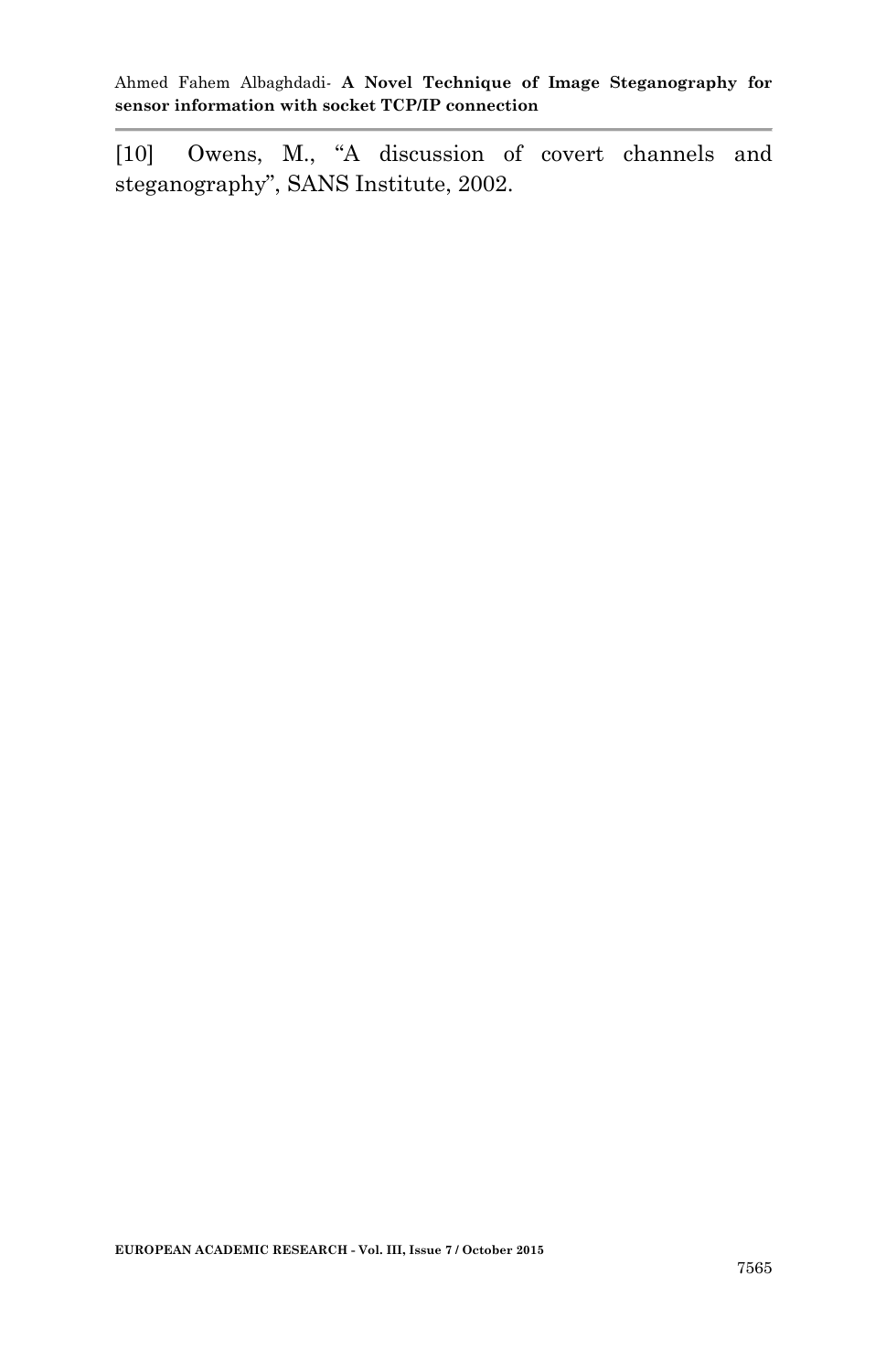[10] Owens, M., "A discussion of covert channels and steganography", SANS Institute, 2002.